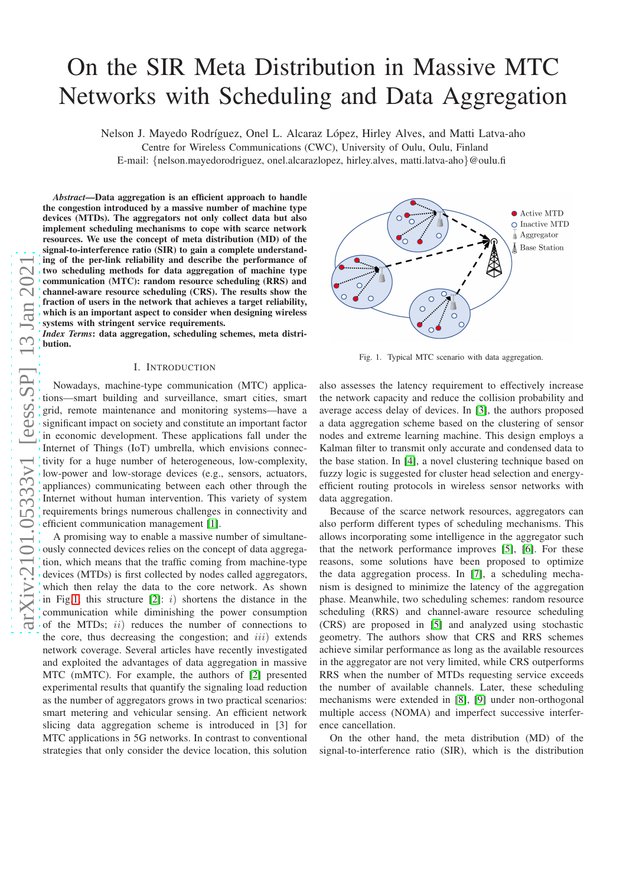# On the SIR Meta Distribution in Massive MTC Networks with Scheduling and Data Aggregation

Nelson J. Mayedo Rodríguez, Onel L. Alcaraz López, Hirley Alves, and Matti Latva-aho
Centre for Wireless Communications (CWC), University of Oulu, Oulu, Finland
E-mail: {nelson.mayedorodriguez, onel.alcarazlopez, hirley.alves, matti.latva-aho}@oulu.fi

***Abstract*—Data aggregation is an efficient approach to handle the congestion introduced by a massive number of machine type devices (MTDs). The aggregators not only collect data but also implement scheduling mechanisms to cope with scarce network resources. We use the concept of meta distribution (MD) of the signal-to-interference ratio (SIR) to gain a complete understanding of the per-link reliability and describe the performance of two scheduling methods for data aggregation of machine type communication (MTC): random resource scheduling (RRS) and channel-aware resource scheduling (CRS). The results show the fraction of users in the network that achieves a target reliability, which is an important aspect to consider when designing wireless systems with stringent service requirements.**

***Index Terms*: data aggregation, scheduling schemes, meta distribution.**

## I. Introduction

Nowadays, machine-type communication (MTC) applications—smart building and surveillance, smart cities, smart grid, remote maintenance and monitoring systems—have a significant impact on society and constitute an important factor in economic development. These applications fall under the Internet of Things (IoT) umbrella, which envisions connectivity for a huge number of heterogeneous, low-complexity, low-power and low-storage devices (e.g., sensors, actuators, appliances) communicating between each other through the Internet without human intervention. This variety of system requirements brings numerous challenges in connectivity and efficient communication management [1].

A promising way to enable a massive number of simultaneously connected devices relies on the concept of data aggregation, which means that the traffic coming from machine-type devices (MTDs) is first collected by nodes called aggregators, which then relay the data to the core network. As shown in Fig 1, this structure [2]: $i)$ shortens the distance in the communication while diminishing the power consumption of the MTDs; $ii)$ reduces the number of connections to the core, thus decreasing the congestion; and $iii)$ extends network coverage. Several articles have recently investigated and exploited the advantages of data aggregation in massive MTC (mMTC). For example, the authors of [2] presented experimental results that quantify the signaling load reduction as the number of aggregators grows in two practical scenarios: smart metering and vehicular sensing. An efficient network slicing data aggregation scheme is introduced in [3] for MTC applications in 5G networks. In contrast to conventional strategies that only consider the device location, this solution also assesses the latency requirement to effectively increase the network capacity and reduce the collision probability and average access delay of devices. In [3], the authors proposed a data aggregation scheme based on the clustering of sensor nodes and extreme learning machine. This design employs a Kalman filter to transmit only accurate and condensed data to the base station. In [4], a novel clustering technique based on fuzzy logic is suggested for cluster head selection and energy-efficient routing protocols in wireless sensor networks with data aggregation.

Fig. 1. Typical MTC scenario with data aggregation.

Because of the scarce network resources, aggregators can also perform different types of scheduling mechanisms. This allows incorporating some intelligence in the aggregator such that the network performance improves [5], [6]. For these reasons, some solutions have been proposed to optimize the data aggregation process. In [7], a scheduling mechanism is designed to minimize the latency of the aggregation phase. Meanwhile, two scheduling schemes: random resource scheduling (RRS) and channel-aware resource scheduling (CRS) are proposed in [5] and analyzed using stochastic geometry. The authors show that CRS and RRS schemes achieve similar performance as long as the available resources in the aggregator are not very limited, while CRS outperforms RRS when the number of MTDs requesting service exceeds the number of available channels. Later, these scheduling mechanisms were extended in [8], [9] under non-orthogonal multiple access (NOMA) and imperfect successive interference cancellation.

On the other hand, the meta distribution (MD) of the signal-to-interference ratio (SIR), which is the distribution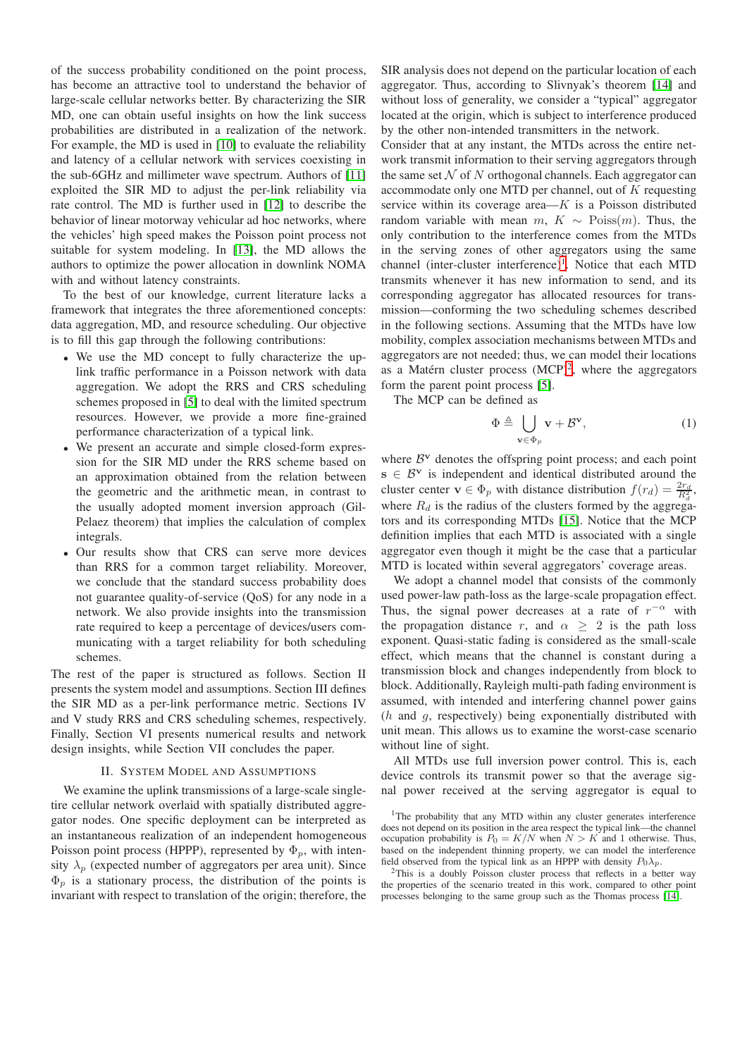of the success probability conditioned on the point process, has become an attractive tool to understand the behavior of large-scale cellular networks better. By characterizing the SIR MD, one can obtain useful insights on how the link success probabilities are distributed in a realization of the network. For example, the MD is used in [10] to evaluate the reliability and latency of a cellular network with services coexisting in the sub-6GHz and millimeter wave spectrum. Authors of [11] exploited the SIR MD to adjust the per-link reliability via rate control. The MD is further used in [12] to describe the behavior of linear motorway vehicular ad hoc networks, where the vehicles' high speed makes the Poisson point process not suitable for system modeling. In [13], the MD allows the authors to optimize the power allocation in downlink NOMA with and without latency constraints.

To the best of our knowledge, current literature lacks a framework that integrates the three aforementioned concepts: data aggregation, MD, and resource scheduling. Our objective is to fill this gap through the following contributions:

- We use the MD concept to fully characterize the uplink traffic performance in a Poisson network with data aggregation. We adopt the RRS and CRS scheduling schemes proposed in [5] to deal with the limited spectrum resources. However, we provide a more fine-grained performance characterization of a typical link.
- We present an accurate and simple closed-form expression for the SIR MD under the RRS scheme based on an approximation obtained from the relation between the geometric and the arithmetic mean, in contrast to the usually adopted moment inversion approach (Gil-Pelaez theorem) that implies the calculation of complex integrals.
- Our results show that CRS can serve more devices than RRS for a common target reliability. Moreover, we conclude that the standard success probability does not guarantee quality-of-service (QoS) for any node in a network. We also provide insights into the transmission rate required to keep a percentage of devices/users communicating with a target reliability for both scheduling schemes.

The rest of the paper is structured as follows. Section II presents the system model and assumptions. Section III defines the SIR MD as a per-link performance metric. Sections IV and V study RRS and CRS scheduling schemes, respectively. Finally, Section VI presents numerical results and network design insights, while Section VII concludes the paper.

## II. System Model and Assumptions

We examine the uplink transmissions of a large-scale single-tire cellular network overlaid with spatially distributed aggregator nodes. One specific deployment can be interpreted as an instantaneous realization of an independent homogeneous Poisson point process (HPPP), represented by $\Phi_p$, with intensity $\lambda_p$ (expected number of aggregators per area unit). Since $\Phi_p$ is a stationary process, the distribution of the points is invariant with respect to translation of the origin; therefore, the SIR analysis does not depend on the particular location of each aggregator. Thus, according to Slivnyak's theorem [14] and without loss of generality, we consider a "typical" aggregator located at the origin, which is subject to interference produced by the other non-intended transmitters in the network.

Consider that at any instant, the MTDs across the entire network transmit information to their serving aggregators through the same set $\mathcal{N}$ of $N$ orthogonal channels. Each aggregator can accommodate only one MTD per channel, out of $K$ requesting service within its coverage area—$K$ is a Poisson distributed random variable with mean $m$, $K \sim \text{Poiss}(m)$. Thus, the only contribution to the interference comes from the MTDs in the serving zones of other aggregators using the same channel (inter-cluster interference)[1]. Notice that each MTD transmits whenever it has new information to send, and its corresponding aggregator has allocated resources for transmission—conforming the two scheduling schemes described in the following sections. Assuming that the MTDs have low mobility, complex association mechanisms between MTDs and aggregators are not needed; thus, we can model their locations as a Matérn cluster process (MCP)[2], where the aggregators form the parent point process [5].

The MCP can be defined as

$$\Phi \triangleq \bigcup_{\mathbf{v}\in\Phi_p} \mathbf{v} + \mathcal{B}^{\mathbf{v}}, \tag{1}$$

where $\mathcal{B}^{\mathbf{v}}$ denotes the offspring point process; and each point $\mathbf{s} \in \mathcal{B}^{\mathbf{v}}$ is independent and identical distributed around the cluster center $\mathbf{v} \in \Phi_p$ with distance distribution $f(r_d) = \frac{2r_d}{R_d^2}$, where $R_d$ is the radius of the clusters formed by the aggregators and its corresponding MTDs [15]. Notice that the MCP definition implies that each MTD is associated with a single aggregator even though it might be the case that a particular MTD is located within several aggregators' coverage areas.

We adopt a channel model that consists of the commonly used power-law path-loss as the large-scale propagation effect. Thus, the signal power decreases at a rate of $r^{-\alpha}$ with the propagation distance $r$, and $\alpha \geq 2$ is the path loss exponent. Quasi-static fading is considered as the small-scale effect, which means that the channel is constant during a transmission block and changes independently from block to block. Additionally, Rayleigh multi-path fading environment is assumed, with intended and interfering channel power gains ($h$ and $g$, respectively) being exponentially distributed with unit mean. This allows us to examine the worst-case scenario without line of sight.

All MTDs use full inversion power control. This is, each device controls its transmit power so that the average signal power received at the serving aggregator is equal to

[1] The probability that any MTD within any cluster generates interference does not depend on its position in the area respect the typical link—the channel occupation probability is $P_0 = K/N$ when $N > K$ and 1 otherwise. Thus, based on the independent thinning property, we can model the interference field observed from the typical link as an HPPP with density $P_0\lambda_p$.

[2] This is a doubly Poisson cluster process that reflects in a better way the properties of the scenario treated in this work, compared to other point processes belonging to the same group such as the Thomas process [14].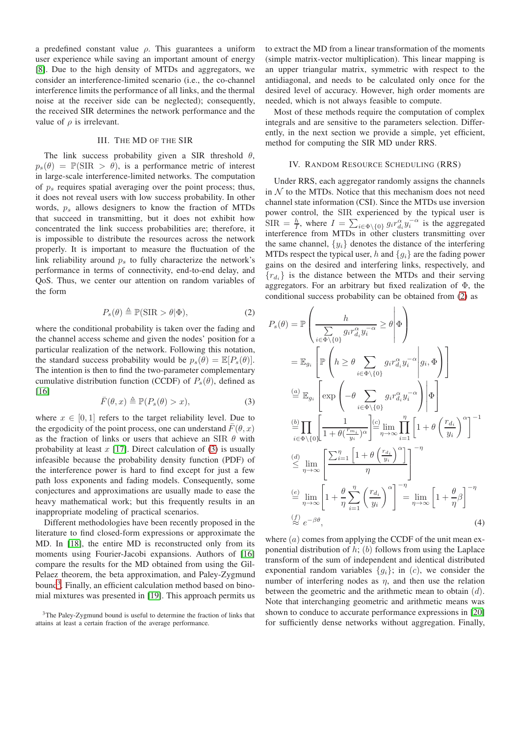a predefined constant value $\rho$. This guarantees a uniform user experience while saving an important amount of energy [8]. Due to the high density of MTDs and aggregators, we consider an interference-limited scenario (i.e., the co-channel interference limits the performance of all links, and the thermal noise at the receiver side can be neglected); consequently, the received SIR determines the network performance and the value of $\rho$ is irrelevant.

## III. The MD of the SIR

The link success probability given a SIR threshold $\theta$, $p_s(\theta) = \mathbb{P}(\text{SIR} > \theta)$, is a performance metric of interest in large-scale interference-limited networks. The computation of $p_s$ requires spatial averaging over the point process; thus, it does not reveal users with low success probability. In other words, $p_s$ allows designers to know the fraction of MTDs that succeed in transmitting, but it does not exhibit how concentrated the link success probabilities are; therefore, it is impossible to distribute the resources across the network properly. It is important to measure the fluctuation of the link reliability around $p_s$ to fully characterize the network's performance in terms of connectivity, end-to-end delay, and QoS. Thus, we center our attention on random variables of the form

$$P_s(\theta) \triangleq \mathbb{P}(\text{SIR} > \theta | \Phi), \tag{2}$$

where the conditional probability is taken over the fading and the channel access scheme and given the nodes' position for a particular realization of the network. Following this notation, the standard success probability would be $p_s(\theta) = \mathbb{E}[P_s(\theta)]$. The intention is then to find the two-parameter complementary cumulative distribution function (CCDF) of $P_s(\theta)$, defined as [16]

$$\bar{F}(\theta, x) \triangleq \mathbb{P}(P_s(\theta) > x), \tag{3}$$

where $x \in [0, 1]$ refers to the target reliability level. Due to the ergodicity of the point process, one can understand $\bar{F}(\theta, x)$ as the fraction of links or users that achieve an SIR $\theta$ with probability at least $x$ [17]. Direct calculation of (3) is usually infeasible because the probability density function (PDF) of the interference power is hard to find except for just a few path loss exponents and fading models. Consequently, some conjectures and approximations are usually made to ease the heavy mathematical work; but this frequently results in an inappropriate modeling of practical scenarios.

Different methodologies have been recently proposed in the literature to find closed-form expressions or approximate the MD. In [18], the entire MD is reconstructed only from its moments using Fourier-Jacobi expansions. Authors of [16] compare the results for the MD obtained from using the Gil-Pelaez theorem, the beta approximation, and Paley-Zygmund bound[3]. Finally, an efficient calculation method based on binomial mixtures was presented in [19]. This approach permits us to extract the MD from a linear transformation of the moments (simple matrix-vector multiplication). This linear mapping is an upper triangular matrix, symmetric with respect to the antidiagonal, and needs to be calculated only once for the desired level of accuracy. However, high order moments are needed, which is not always feasible to compute.

[3]The Paley-Zygmund bound is useful to determine the fraction of links that attains at least a certain fraction of the average performance.

Most of these methods require the computation of complex integrals and are sensitive to the parameters selection. Differently, in the next section we provide a simple, yet efficient, method for computing the SIR MD under RRS.

## IV. Random Resource Scheduling (RRS)

Under RRS, each aggregator randomly assigns the channels in $\mathcal{N}$ to the MTDs. Notice that this mechanism does not need channel state information (CSI). Since the MTDs use inversion power control, the SIR experienced by the typical user is $\text{SIR} = \frac{h}{I}$, where $I = \sum_{i \in \Phi \setminus \{0\}} g_i r_{d_i}^{\alpha} y_i^{-\alpha}$ is the aggregated interference from MTDs in other clusters transmitting over the same channel, $\{y_i\}$ denotes the distance of the interfering MTDs respect the typical user, $h$ and $\{g_i\}$ are the fading power gains on the desired and interfering links, respectively, and $\{r_{d_i}\}$ is the distance between the MTDs and their serving aggregators. For an arbitrary but fixed realization of $\Phi$, the conditional success probability can be obtained from (2) as

$$\begin{aligned}
P_s(\theta) &= \mathbb{P}\left( \frac{h}{\sum\limits_{i \in \Phi \setminus \{0\}} g_i r_{d_i}^{\alpha} y_i^{-\alpha}} \geq \theta \middle| \Phi \right) \\
&= \mathbb{E}_{g_i}\left[ \mathbb{P}\left( h \geq \theta \sum_{i \in \Phi \setminus \{0\}} g_i r_{d_i}^{\alpha} y_i^{-\alpha} \middle| g_i, \Phi \right) \right] \\
&\overset{(a)}{=} \mathbb{E}_{g_i}\left[ \exp\left( -\theta \sum_{i \in \Phi \setminus \{0\}} g_i r_{d_i}^{\alpha} y_i^{-\alpha} \right) \middle| \Phi \right] \\
&\overset{(b)}{=} \prod_{i \in \Phi \setminus \{0\}} \left[ \frac{1}{1 + \theta (\frac{r_{m_i}}{y_i})^{\alpha}} \right] \overset{(c)}{=} \lim_{\eta \to \infty} \prod_{i=1}^{\eta} \left[ 1 + \theta \left( \frac{r_{d_i}}{y_i} \right)^{\alpha} \right]^{-1} \\
&\overset{(d)}{\leq} \lim_{\eta \to \infty} \left[ \frac{\sum_{i=1}^{\eta} \left[ 1 + \theta \left( \frac{r_{d_i}}{y_i} \right)^{\alpha} \right]}{\eta} \right]^{-\eta} \\
&\overset{(e)}{=} \lim_{\eta \to \infty} \left[ 1 + \frac{\theta}{\eta} \sum_{i=1}^{\eta} \left( \frac{r_{d_i}}{y_i} \right)^{\alpha} \right]^{-\eta} = \lim_{\eta \to \infty} \left[ 1 + \frac{\theta}{\eta} \beta \right]^{-\eta} \\
&\overset{(f)}{\approx} e^{-\beta\theta},
\end{aligned} \tag{4}$$

where $(a)$ comes from applying the CCDF of the unit mean exponential distribution of $h$; $(b)$ follows from using the Laplace transform of the sum of independent and identical distributed exponential random variables $\{g_i\}$; in $(c)$, we consider the number of interfering nodes as $\eta$, and then use the relation between the geometric and the arithmetic mean to obtain $(d)$. Note that interchanging geometric and arithmetic means was shown to conduce to accurate performance expressions in [20] for sufficiently dense networks without aggregation. Finally,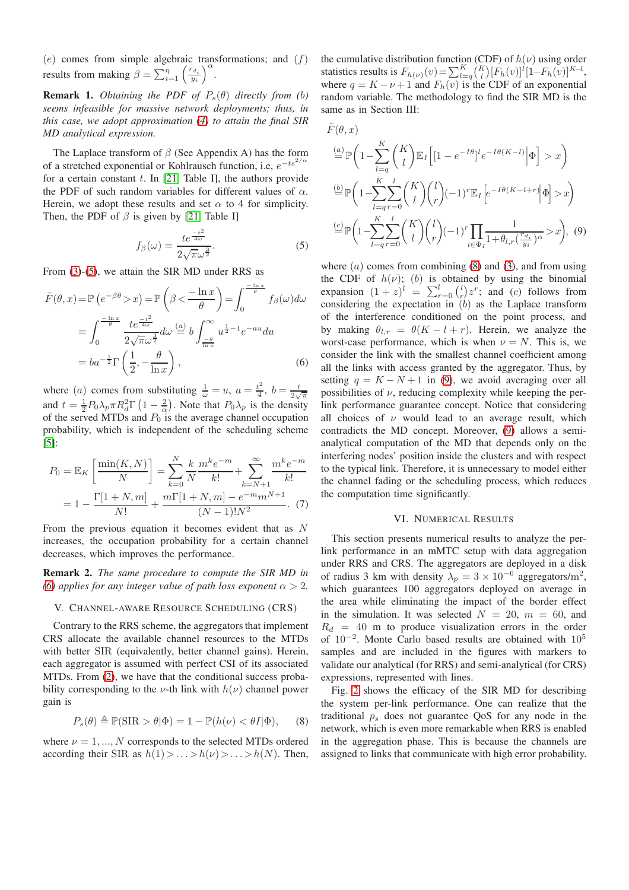$(e)$ comes from simple algebraic transformations; and $(f)$ results from making $\beta = \sum_{i=1}^{\eta}\left(\frac{r_{d_i}}{y_i}\right)^{\alpha}$.

**Remark 1.** *Obtaining the PDF of $P_s(\theta)$ directly from (b) seems infeasible for massive network deployments; thus, in this case, we adopt approximation (4) to attain the final SIR MD analytical expression.*

The Laplace transform of $\beta$ (See Appendix A) has the form of a stretched exponential or Kohlrausch function, i.e, $e^{-ts^{2/\alpha}}$ for a certain constant $t$. In [21, Table I], the authors provide the PDF of such random variables for different values of $\alpha$. Herein, we adopt these results and set $\alpha$ to 4 for simplicity. Then, the PDF of $\beta$ is given by [21, Table I]

$$f_{\beta}(\omega) = \frac{te^{\frac{-t^2}{4\omega}}}{2\sqrt{\pi}\omega^{\frac{3}{2}}}. \tag{5}$$

From (3)-(5), we attain the SIR MD under RRS as

$$\begin{aligned}
\bar{F}(\theta, x) &= \mathbb{P}\left(e^{-\beta\theta} > x\right) = \mathbb{P}\left(\beta < \frac{-\ln x}{\theta}\right) = \int_0^{\frac{-\ln x}{\theta}} f_{\beta}(\omega)d\omega \\
&= \int_0^{\frac{-\ln x}{\theta}} \frac{te^{\frac{-t^2}{4\omega}}}{2\sqrt{\pi}\omega^{\frac{3}{2}}}d\omega \overset{(a)}{=} b\int_{\frac{-\theta}{\ln x}}^{\infty} u^{\frac{1}{2}-1}e^{-au}du \\
&= ba^{-\frac{1}{2}}\Gamma\left(\frac{1}{2}, -\frac{\theta}{\ln x}\right),
\end{aligned} \tag{6}$$

where $(a)$ comes from substituting $\frac{1}{\omega} = u$, $a = \frac{t^2}{4}$, $b = \frac{t}{2\sqrt{\pi}}$ and $t = \frac{1}{2}P_0\lambda_p\pi R_d^2\Gamma\left(1-\frac{2}{\alpha}\right)$. Note that $P_0\lambda_p$ is the density of the served MTDs and $P_0$ is the average channel occupation probability, which is independent of the scheduling scheme [5]:

$$\begin{aligned}
P_0 &= \mathbb{E}_K\left[\frac{\min(K,N)}{N}\right] = \sum_{k=0}^{N}\frac{k}{N}\frac{m^k e^{-m}}{k!} + \sum_{k=N+1}^{\infty}\frac{m^k e^{-m}}{k!} \\
&= 1 - \frac{\Gamma[1+N,m]}{N!} + \frac{m\Gamma[1+N,m] - e^{-m}m^{N+1}}{(N-1)!N^2}.
\end{aligned} \tag{7}$$

From the previous equation it becomes evident that as $N$ increases, the occupation probability for a certain channel decreases, which improves the performance.

**Remark 2.** *The same procedure to compute the SIR MD in (6) applies for any integer value of path loss exponent $\alpha > 2$.*

## V. Channel-Aware Resource Scheduling (CRS)

Contrary to the RRS scheme, the aggregators that implement CRS allocate the available channel resources to the MTDs with better SIR (equivalently, better channel gains). Herein, each aggregator is assumed with perfect CSI of its associated MTDs. From (2), we have that the conditional success probability corresponding to the $\nu$-th link with $h(\nu)$ channel power gain is

$$P_s(\theta) \triangleq \mathbb{P}(\text{SIR} > \theta|\Phi) = 1 - \mathbb{P}(h(\nu) < \theta I|\Phi), \tag{8}$$

where $\nu = 1, ..., N$ corresponds to the selected MTDs ordered according their SIR as $h(1) > \ldots > h(\nu) > \ldots > h(N)$. Then, the cumulative distribution function (CDF) of $h(\nu)$ using order statistics results is $F_{h(\nu)}(v) = \sum_{l=q}^{K}\binom{K}{l}[F_h(v)]^l[1-F_h(v)]^{K-l}$, where $q = K-\nu+1$ and $F_h(v)$ is the CDF of an exponential random variable. The methodology to find the SIR MD is the same as in Section III:

$$\begin{aligned}
&\bar{F}(\theta, x) \\
&\overset{(a)}{=} \mathbb{P}\left(1 - \sum_{l=q}^{K}\binom{K}{l}\mathbb{E}_I\left[[1-e^{-I\theta}]^l e^{-I\theta(K-l)}\middle|\Phi\right] > x\right) \\
&\overset{(b)}{=} \mathbb{P}\left(1 - \sum_{l=q}^{K}\sum_{r=0}^{l}\binom{K}{l}\binom{l}{r}(-1)^r\mathbb{E}_I\left[e^{-I\theta(K-l+r)}\middle|\Phi\right] > x\right) \\
&\overset{(c)}{=} \mathbb{P}\left(1 - \sum_{l=q}^{K}\sum_{r=0}^{l}\binom{K}{l}\binom{l}{r}(-1)^r\prod_{i\in\Phi_I}\frac{1}{1+\theta_{l,r}\left(\frac{r_{d_i}}{y_i}\right)^{\alpha}} > x\right),
\end{aligned} \tag{9}$$

where $(a)$ comes from combining (8) and (3), and from using the CDF of $h(\nu)$; $(b)$ is obtained by using the binomial expansion $(1+z)^l = \sum_{r=0}^{l}\binom{l}{r}z^r$; and $(c)$ follows from considering the expectation in $(b)$ as the Laplace transform of the interference conditioned on the point process, and by making $\theta_{l,r} = \theta(K-l+r)$. Herein, we analyze the worst-case performance, which is when $\nu = N$. This is, we consider the link with the smallest channel coefficient among all the links with access granted by the aggregator. Thus, by setting $q = K-N+1$ in (9), we avoid averaging over all possibilities of $\nu$, reducing complexity while keeping the per-link performance guarantee concept. Notice that considering all choices of $\nu$ would lead to an average result, which contradicts the MD concept. Moreover, (9) allows a semi-analytical computation of the MD that depends only on the interfering nodes' position inside the clusters and with respect to the typical link. Therefore, it is unnecessary to model either the channel fading or the scheduling process, which reduces the computation time significantly.

## VI. Numerical Results

This section presents numerical results to analyze the per-link performance in an mMTC setup with data aggregation under RRS and CRS. The aggregators are deployed in a disk of radius 3 km with density $\lambda_p = 3\times10^{-6}$ aggregators/m$^2$, which guarantees 100 aggregators deployed on average in the area while eliminating the impact of the border effect in the simulation. It was selected $N = 20$, $m = 60$, and $R_d = 40$ m to produce visualization errors in the order of $10^{-2}$. Monte Carlo based results are obtained with $10^5$ samples and are included in the figures with markers to validate our analytical (for RRS) and semi-analytical (for CRS) expressions, represented with lines.

Fig. 2 shows the efficacy of the SIR MD for describing the system per-link performance. One can realize that the traditional $p_s$ does not guarantee QoS for any node in the network, which is even more remarkable when RRS is enabled in the aggregation phase. This is because the channels are assigned to links that communicate with high error probability.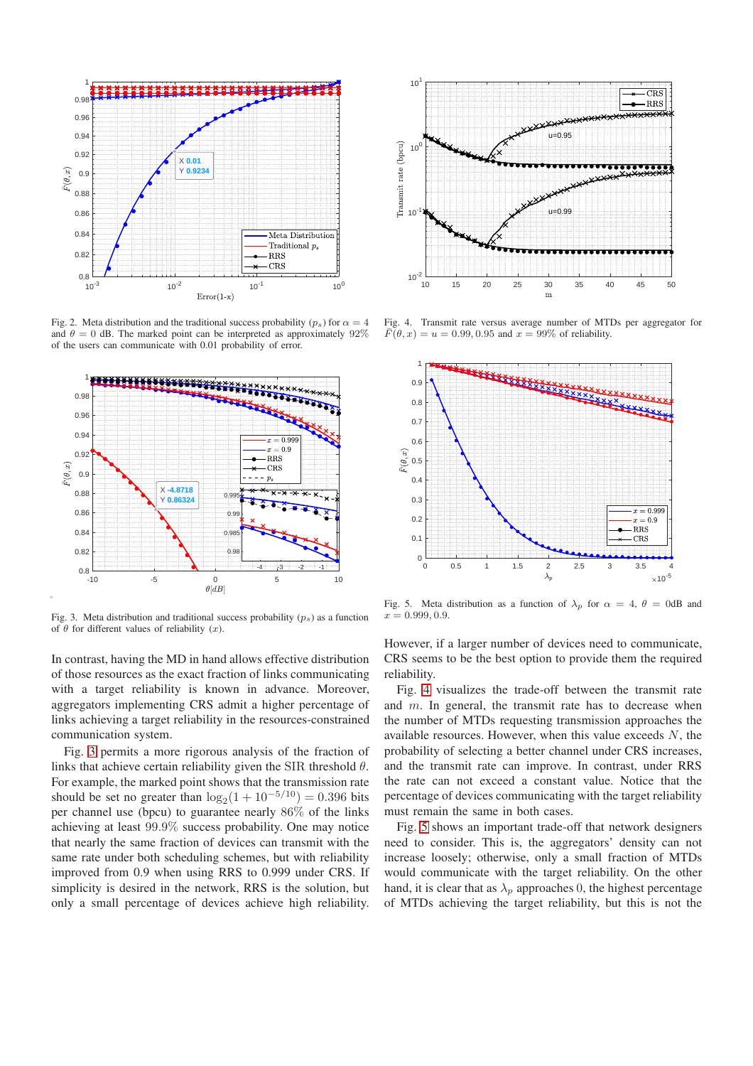Fig. 2. Meta distribution and the traditional success probability ($p_s$) for $\alpha = 4$ and $\theta = 0$ dB. The marked point can be interpreted as approximately 92% of the users can communicate with 0.01 probability of error.

Fig. 3. Meta distribution and traditional success probability ($p_s$) as a function of $\theta$ for different values of reliability ($x$).

In contrast, having the MD in hand allows effective distribution of those resources as the exact fraction of links communicating with a target reliability is known in advance. Moreover, aggregators implementing CRS admit a higher percentage of links achieving a target reliability in the resources-constrained communication system.

Fig. 3 permits a more rigorous analysis of the fraction of links that achieve certain reliability given the SIR threshold $\theta$. For example, the marked point shows that the transmission rate should be set no greater than $\log_2(1 + 10^{-5/10}) = 0.396$ bits per channel use (bpcu) to guarantee nearly 86% of the links achieving at least 99.9% success probability. One may notice that nearly the same fraction of devices can transmit with the same rate under both scheduling schemes, but with reliability improved from 0.9 when using RRS to 0.999 under CRS. If simplicity is desired in the network, RRS is the solution, but only a small percentage of devices achieve high reliability.

Fig. 4. Transmit rate versus average number of MTDs per aggregator for $\bar{F}(\theta, x) = u = 0.99, 0.95$ and $x = 99\%$ of reliability.

Fig. 5. Meta distribution as a function of $\lambda_p$ for $\alpha = 4$, $\theta = 0$dB and $x = 0.999, 0.9$.

However, if a larger number of devices need to communicate, CRS seems to be the best option to provide them the required reliability.

Fig. 4 visualizes the trade-off between the transmit rate and $m$. In general, the transmit rate has to decrease when the number of MTDs requesting transmission approaches the available resources. However, when this value exceeds $N$, the probability of selecting a better channel under CRS increases, and the transmit rate can improve. In contrast, under RRS the rate can not exceed a constant value. Notice that the percentage of devices communicating with the target reliability must remain the same in both cases.

Fig. 5 shows an important trade-off that network designers need to consider. This is, the aggregators' density can not increase loosely; otherwise, only a small fraction of MTDs would communicate with the target reliability. On the other hand, it is clear that as $\lambda_p$ approaches 0, the highest percentage of MTDs achieving the target reliability, but this is not the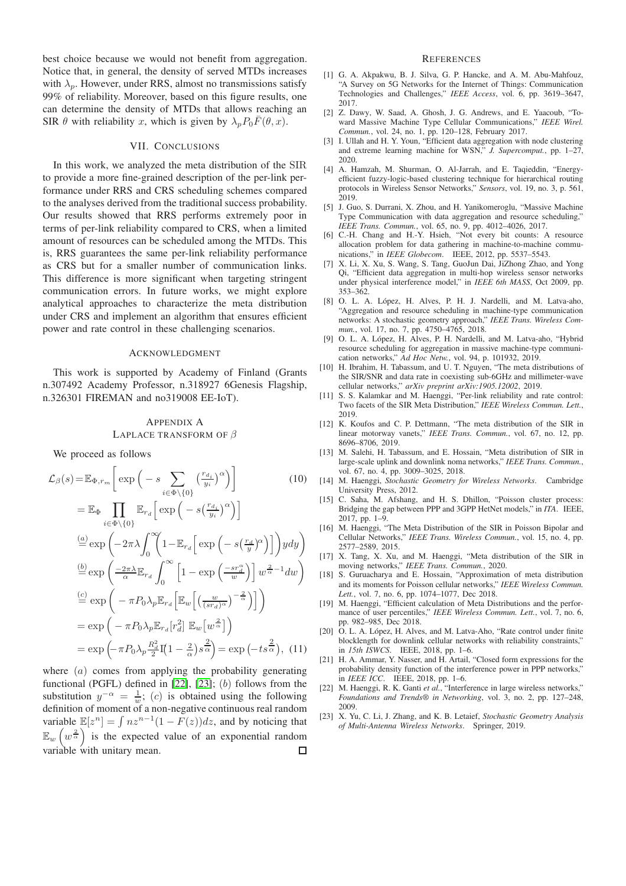best choice because we would not benefit from aggregation. Notice that, in general, the density of served MTDs increases with $\lambda_p$. However, under RRS, almost no transmissions satisfy 99% of reliability. Moreover, based on this figure results, one can determine the density of MTDs that allows reaching an SIR $\theta$ with reliability $x$, which is given by $\lambda_p P_0 \bar{F}(\theta, x)$.

## VII. Conclusions

In this work, we analyzed the meta distribution of the SIR to provide a more fine-grained description of the per-link performance under RRS and CRS scheduling schemes compared to the analyses derived from the traditional success probability. Our results showed that RRS performs extremely poor in terms of per-link reliability compared to CRS, when a limited amount of resources can be scheduled among the MTDs. This is, RRS guarantees the same per-link reliability performance as CRS but for a smaller number of communication links. This difference is more significant when targeting stringent communication errors. In future works, we might explore analytical approaches to characterize the meta distribution under CRS and implement an algorithm that ensures efficient power and rate control in these challenging scenarios.

## Acknowledgment

This work is supported by Academy of Finland (Grants n.307492 Academy Professor, n.318927 6Genesis Flagship, n.326301 FIREMAN and no319008 EE-IoT).

## Appendix A
## Laplace Transform of $\beta$

We proceed as follows

$$
\begin{aligned}
\mathcal{L}_\beta(s) &= \mathbb{E}_{\Phi, r_m}\left[\exp\Big(-s\sum_{i\in\Phi\setminus\{0\}}\big(\tfrac{r_{d_i}}{y_i}\big)^\alpha\Big)\right] \qquad (10)\\
&= \mathbb{E}_\Phi \prod_{i\in\Phi\setminus\{0\}} \mathbb{E}_{r_d}\Big[\exp\Big(-s\big(\tfrac{r_{d_i}}{y_i}\big)^\alpha\Big)\Big]\\
&\overset{(a)}{=} \exp\left(-2\pi\lambda\int_0^\infty\Big(1-\mathbb{E}_{r_d}\Big[\exp\Big(-s\big(\tfrac{r_d}{y}\big)^\alpha\Big)\Big]\Big)y dy\right)\\
&\overset{(b)}{=} \exp\left(\tfrac{-2\pi\lambda}{\alpha}\mathbb{E}_{r_d}\int_0^\infty\Big[1-\exp\Big(\tfrac{-sr_d^\alpha}{w}\Big)\Big]w^{\frac{2}{\alpha}-1}dw\right)\\
&\overset{(c)}{=} \exp\left(-\pi P_0\lambda_p\mathbb{E}_{r_d}\Big[\mathbb{E}_w\Big[\big(\tfrac{w}{(sr_d)^\alpha}\big)^{-\frac{2}{\alpha}}\Big]\Big]\right)\\
&= \exp\Big(-\pi P_0\lambda_p\mathbb{E}_{r_d}[r_d^2]\ \mathbb{E}_w\big[w^{\frac{2}{\alpha}}\big]\Big)\\
&= \exp\Big(-\pi P_0\lambda_p\tfrac{R_d^2}{2}\Gamma\big(1-\tfrac{2}{\alpha}\big)s^{\frac{2}{\alpha}}\Big) = \exp\big(-ts^{\frac{2}{\alpha}}\big), \qquad (11)
\end{aligned}
$$

where $(a)$ comes from applying the probability generating functional (PGFL) defined in [22], [23]; $(b)$ follows from the substitution $y^{-\alpha}=\frac{1}{w}$; $(c)$ is obtained using the following definition of moment of a non-negative continuous real random variable $\mathbb{E}[z^n]=\int nz^{n-1}(1-F(z))dz$, and by noticing that $\mathbb{E}_w\left(w^{\frac{2}{\alpha}}\right)$ is the expected value of an exponential random variable with unitary mean. □

## References

[1] G. A. Akpakwu, B. J. Silva, G. P. Hancke, and A. M. Abu-Mahfouz, "A Survey on 5G Networks for the Internet of Things: Communication Technologies and Challenges," *IEEE Access*, vol. 6, pp. 3619–3647, 2017.

[2] Z. Dawy, W. Saad, A. Ghosh, J. G. Andrews, and E. Yaacoub, "Toward Massive Machine Type Cellular Communications," *IEEE Wirel. Commun.*, vol. 24, no. 1, pp. 120–128, February 2017.

[3] I. Ullah and H. Y. Youn, "Efficient data aggregation with node clustering and extreme learning machine for WSN," *J. Supercomput.*, pp. 1–27, 2020.

[4] A. Hamzah, M. Shurman, O. Al-Jarrah, and E. Taqieddin, "Energy-efficient fuzzy-logic-based clustering technique for hierarchical routing protocols in Wireless Sensor Networks," *Sensors*, vol. 19, no. 3, p. 561, 2019.

[5] J. Guo, S. Durrani, X. Zhou, and H. Yanikomeroglu, "Massive Machine Type Communication with data aggregation and resource scheduling," *IEEE Trans. Commun.*, vol. 65, no. 9, pp. 4012–4026, 2017.

[6] C.-H. Chang and H.-Y. Hsieh, "Not every bit counts: A resource allocation problem for data gathering in machine-to-machine communications," in *IEEE Globecom*. IEEE, 2012, pp. 5537–5543.

[7] X. Li, X. Xu, S. Wang, S. Tang, GuoJun Dai, JiZhong Zhao, and Yong Qi, "Efficient data aggregation in multi-hop wireless sensor networks under physical interference model," in *IEEE 6th MASS*, Oct 2009, pp. 353–362.

[8] O. L. A. López, H. Alves, P. H. J. Nardelli, and M. Latva-aho, "Aggregation and resource scheduling in machine-type communication networks: A stochastic geometry approach," *IEEE Trans. Wireless Commun.*, vol. 17, no. 7, pp. 4750–4765, 2018.

[9] O. L. A. López, H. Alves, P. H. Nardelli, and M. Latva-aho, "Hybrid resource scheduling for aggregation in massive machine-type communication networks," *Ad Hoc Netw.*, vol. 94, p. 101932, 2019.

[10] H. Ibrahim, H. Tabassum, and U. T. Nguyen, "The meta distributions of the SIR/SNR and data rate in coexisting sub-6GHz and millimeter-wave cellular networks," *arXiv preprint arXiv:1905.12002*, 2019.

[11] S. S. Kalamkar and M. Haenggi, "Per-link reliability and rate control: Two facets of the SIR Meta Distribution," *IEEE Wireless Commun. Lett.*, 2019.

[12] K. Koufos and C. P. Dettmann, "The meta distribution of the SIR in linear motorway vanets," *IEEE Trans. Commun.*, vol. 67, no. 12, pp. 8696–8706, 2019.

[13] M. Salehi, H. Tabassum, and E. Hossain, "Meta distribution of SIR in large-scale uplink and downlink noma networks," *IEEE Trans. Commun.*, vol. 67, no. 4, pp. 3009–3025, 2018.

[14] M. Haenggi, *Stochastic Geometry for Wireless Networks*. Cambridge University Press, 2012.

[15] C. Saha, M. Afshang, and H. S. Dhillon, "Poisson cluster process: Bridging the gap between PPP and 3GPP HetNet models," in *ITA*. IEEE, 2017, pp. 1–9.

[16] M. Haenggi, "The Meta Distribution of the SIR in Poisson Bipolar and Cellular Networks," *IEEE Trans. Wireless Commun.*, vol. 15, no. 4, pp. 2577–2589, 2015.

[17] X. Tang, X. Xu, and M. Haenggi, "Meta distribution of the SIR in moving networks," *IEEE Trans. Commun.*, 2020.

[18] S. Guruacharya and E. Hossain, "Approximation of meta distribution and its moments for Poisson cellular networks," *IEEE Wireless Commun. Lett.*, vol. 7, no. 6, pp. 1074–1077, Dec 2018.

[19] M. Haenggi, "Efficient calculation of Meta Distributions and the performance of user percentiles," *IEEE Wireless Commun. Lett.*, vol. 7, no. 6, pp. 982–985, Dec 2018.

[20] O. L. A. López, H. Alves, and M. Latva-Aho, "Rate control under finite blocklength for downlink cellular networks with reliability constraints," in *15th ISWCS*. IEEE, 2018, pp. 1–6.

[21] H. A. Ammar, Y. Nasser, and H. Artail, "Closed form expressions for the probability density function of the interference power in PPP networks," in *IEEE ICC*. IEEE, 2018, pp. 1–6.

[22] M. Haenggi, R. K. Ganti *et al.*, "Interference in large wireless networks," *Foundations and Trends® in Networking*, vol. 3, no. 2, pp. 127–248, 2009.

[23] X. Yu, C. Li, J. Zhang, and K. B. Letaief, *Stochastic Geometry Analysis of Multi-Antenna Wireless Networks*. Springer, 2019.